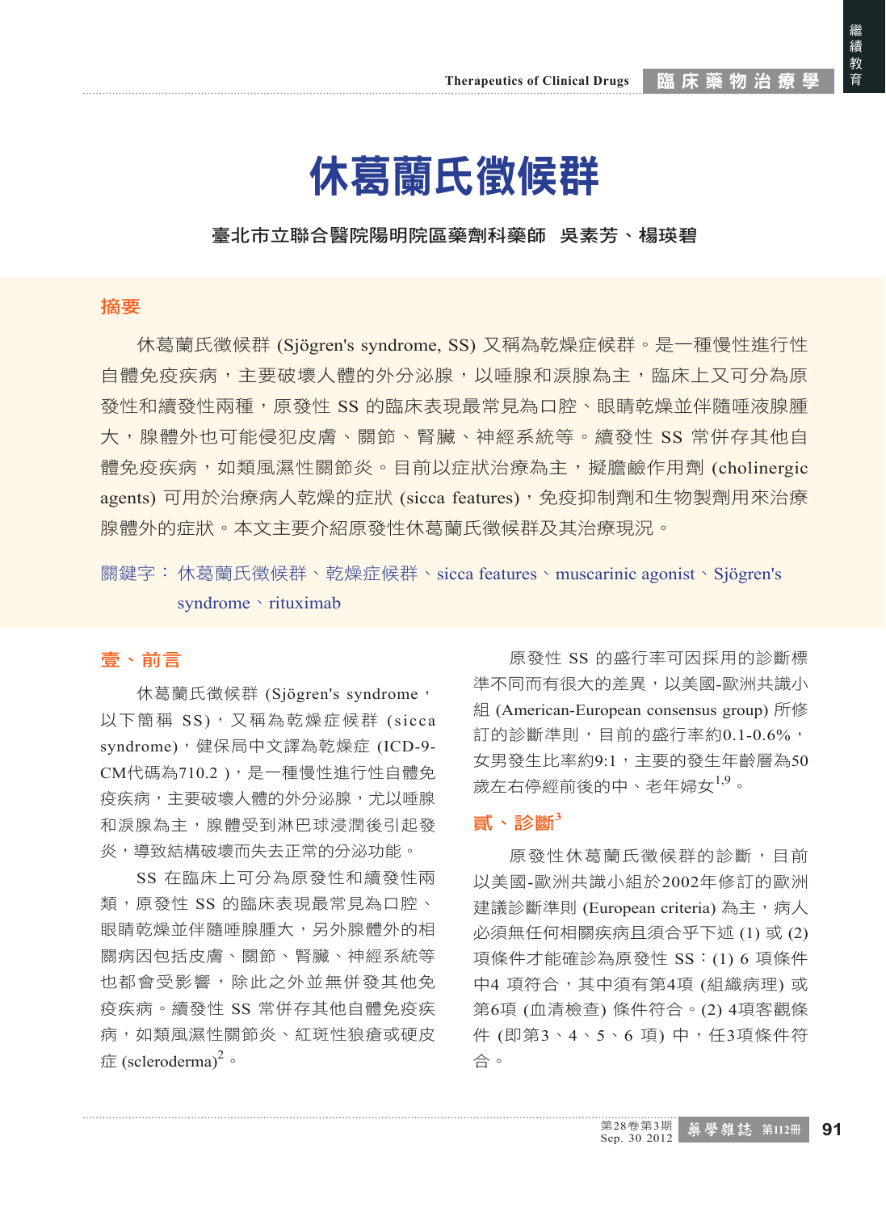# 休葛蘭氏徵候群

**臺北市立聯合醫院陽明院區藥劑科藥師　吳素芳、楊瑛碧**

## 摘要

休葛蘭氏徵候群 (Sjögren's syndrome, SS) 又稱為乾燥症候群。是一種慢性進行性自體免疫疾病，主要破壞人體的外分泌腺，以唾腺和淚腺為主，臨床上又可分為原發性和續發性兩種，原發性 SS 的臨床表現最常見為口腔、眼睛乾燥並伴隨唾液腺腫大，腺體外也可能侵犯皮膚、關節、腎臟、神經系統等。續發性 SS 常併存其他自體免疫疾病，如類風濕性關節炎。目前以症狀治療為主，擬膽鹼作用劑 (cholinergic agents) 可用於治療病人乾燥的症狀 (sicca features)，免疫抑制劑和生物製劑用來治療腺體外的症狀。本文主要介紹原發性休葛蘭氏徵候群及其治療現況。

關鍵字：休葛蘭氏徵候群、乾燥症候群、sicca features、muscarinic agonist、Sjögren's syndrome、rituximab

## 壹、前言

休葛蘭氏徵候群 (Sjögren's syndrome，以下簡稱 SS)，又稱為乾燥症候群 (sicca syndrome)，健保局中文譯為乾燥症 (ICD-9-CM代碼為710.2 )，是一種慢性進行性自體免疫疾病，主要破壞人體的外分泌腺，尤以唾腺和淚腺為主，腺體受到淋巴球浸潤後引起發炎，導致結構破壞而失去正常的分泌功能。

SS 在臨床上可分為原發性和續發性兩類，原發性 SS 的臨床表現最常見為口腔、眼睛乾燥並伴隨唾腺腫大，另外腺體外的相關病因包括皮膚、關節、腎臟、神經系統等也都會受影響，除此之外並無併發其他免疫疾病。續發性 SS 常併存其他自體免疫疾病，如類風濕性關節炎、紅斑性狼瘡或硬皮症 (scleroderma)[2]。

原發性 SS 的盛行率可因採用的診斷標準不同而有很大的差異，以美國-歐洲共識小組 (American-European consensus group) 所修訂的診斷準則，目前的盛行率約0.1-0.6%，女男發生比率約9:1，主要的發生年齡層為50歲左右停經前後的中、老年婦女[1,9]。

## 貳、診斷[3]

原發性休葛蘭氏徵候群的診斷，目前以美國-歐洲共識小組於2002年修訂的歐洲建議診斷準則 (European criteria) 為主，病人必須無任何相關疾病且須合乎下述 (1) 或 (2) 項條件才能確診為原發性 SS：(1) 6 項條件中4 項符合，其中須有第4項 (組織病理) 或第6項 (血清檢查) 條件符合。(2) 4項客觀條件 (即第3、4、5、6 項) 中，任3項條件符合。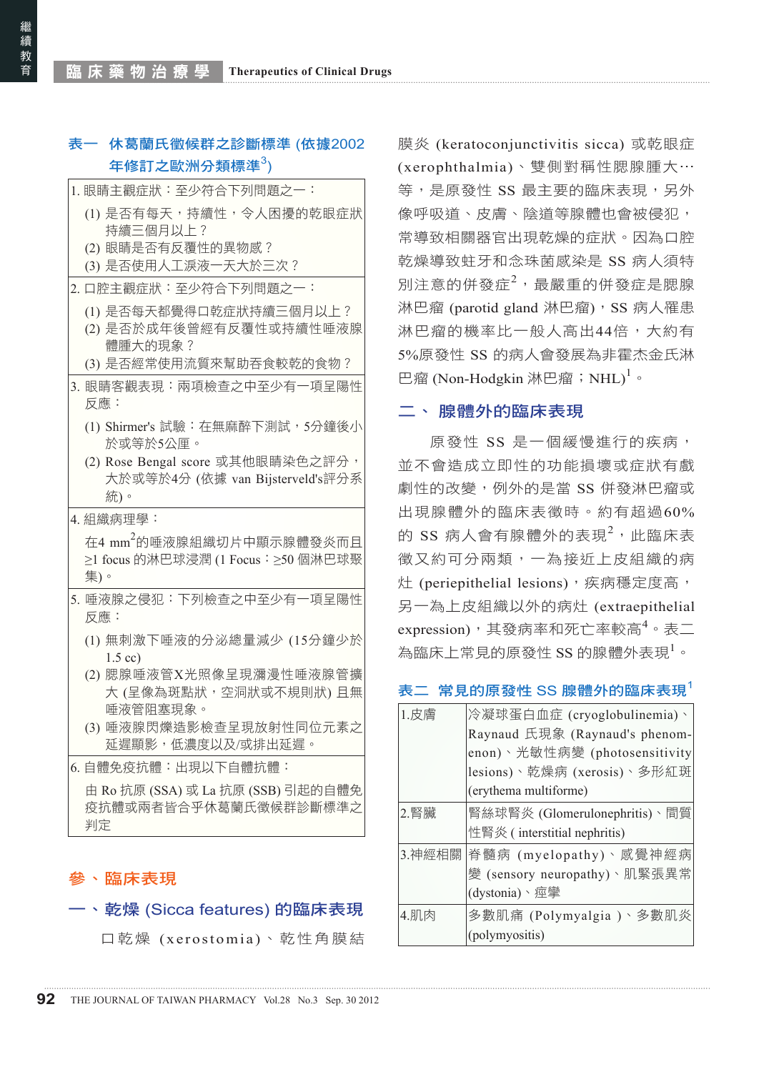**表一　休葛蘭氏徵候群之診斷標準 (依據2002年修訂之歐洲分類標準[3])**

| |
|---|
| 1. 眼睛主觀症狀：至少符合下列問題之一：<br>(1) 是否有每天，持續性，令人困擾的乾眼症狀持續三個月以上？<br>(2) 眼睛是否有反覆性的異物感？<br>(3) 是否使用人工淚液一天大於三次？ |
| 2. 口腔主觀症狀：至少符合下列問題之一：<br>(1) 是否每天都覺得口乾症狀持續三個月以上？<br>(2) 是否於成年後曾經有反覆性或持續性唾液腺體腫大的現象？<br>(3) 是否經常使用流質來幫助吞食較乾的食物？ |
| 3. 眼睛客觀表現：兩項檢查之中至少有一項呈陽性反應：<br>(1) Shirmer's 試驗：在無麻醉下測試，5分鐘後小於或等於5公厘。<br>(2) Rose Bengal score 或其他眼睛染色之評分，大於或等於4分 (依據 van Bijsterveld's評分系統)。 |
| 4. 組織病理學：<br>在4 $mm^2$的唾液腺組織切片中顯示腺體發炎而且≥1 focus 的淋巴球浸潤 (1 Focus：≥50 個淋巴球聚集)。 |
| 5. 唾液腺之侵犯：下列檢查之中至少有一項呈陽性反應：<br>(1) 無刺激下唾液的分泌總量減少 (15分鐘少於1.5 cc)<br>(2) 腮腺唾液管X光照像呈現瀰漫性唾液腺管擴大 (呈像為斑點狀，空洞狀或不規則狀) 且無唾液管阻塞現象。<br>(3) 唾液腺閃爍造影檢查呈現放射性同位元素之延遲顯影，低濃度以及/或排出延遲。 |
| 6. 自體免疫抗體：出現以下自體抗體：<br>由 Ro 抗原 (SSA) 或 La 抗原 (SSB) 引起的自體免疫抗體或兩者皆合乎休葛蘭氏徵候群診斷標準之判定 |

## 參、臨床表現

### 一、乾燥 (Sicca features) 的臨床表現

口乾燥 (xerostomia)、乾性角膜結膜炎 (keratoconjunctivitis sicca) 或乾眼症 (xerophthalmia)、雙側對稱性腮腺腫大…等，是原發性 SS 最主要的臨床表現，另外像呼吸道、皮膚、陰道等腺體也會被侵犯，常導致相關器官出現乾燥的症狀。因為口腔乾燥導致蛀牙和念珠菌感染是 SS 病人須特別注意的併發症[2]，最嚴重的併發症是腮腺淋巴瘤 (parotid gland 淋巴瘤)，SS 病人罹患淋巴瘤的機率比一般人高出44倍，大約有5%原發性 SS 的病人會發展為非霍杰金氏淋巴瘤 (Non-Hodgkin 淋巴瘤；NHL)[1]。

### 二、腺體外的臨床表現

原發性 SS 是一個緩慢進行的疾病，並不會造成立即性的功能損壞或症狀有戲劇性的改變，例外的是當 SS 併發淋巴瘤或出現腺體外的臨床表徵時。約有超過60%的 SS 病人會有腺體外的表現[2]，此臨床表徵又約可分兩類，一為接近上皮組織的病灶 (periepithelial lesions)，疾病穩定度高，另一為上皮組織以外的病灶 (extraepithelial expression)，其發病率和死亡率較高[4]。表二為臨床上常見的原發性 SS 的腺體外表現[1]。

**表二　常見的原發性 SS 腺體外的臨床表現[1]**

| | |
|---|---|
| 1.皮膚 | 冷凝球蛋白血症 (cryoglobulinemia)、Raynaud 氏現象 (Raynaud's phenomenon)、光敏性病變 (photosensitivity lesions)、乾燥病 (xerosis)、多形紅斑 (erythema multiforme) |
| 2.腎臟 | 腎絲球腎炎 (Glomerulonephritis)、間質性腎炎 ( interstitial nephritis) |
| 3.神經相關 | 脊髓病 (myelopathy)、感覺神經病變 (sensory neuropathy)、肌緊張異常 (dystonia)、痙攣 |
| 4.肌肉 | 多數肌痛 (Polymyalgia )、多數肌炎 (polymyositis) |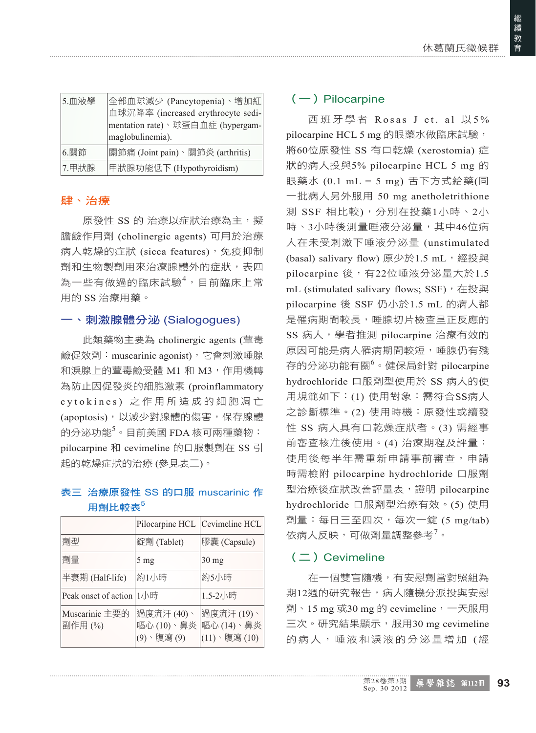| 5.血液學 | 全部血球減少 (Pancytopenia)、增加紅血球沉降率 (increased erythrocyte sedimentation rate)、球蛋白血症 (hypergammaglobulinemia). |
|---|---|
| 6.關節 | 關節痛 (Joint pain)、關節炎 (arthritis) |
| 7.甲狀腺 | 甲狀腺功能低下 (Hypothyroidism) |

## 肆、治療

原發性 SS 的治療以症狀治療為主，擬膽鹼作用劑 (cholinergic agents) 可用於治療病人乾燥的症狀 (sicca features)，免疫抑制劑和生物製劑用來治療腺體外的症狀，表四為一些有做過的臨床試驗[4]，目前臨床上常用的 SS 治療用藥。

### 一、刺激腺體分泌 (Sialogogues)

此類藥物主要為 cholinergic agents (蕈毒鹼促效劑：muscarinic agonist)，它會刺激唾腺和淚腺上的蕈毒鹼受體 M1 和 M3，作用機轉為防止因促發炎的細胞激素 (proinflammatory cytokines) 之作用所造成的細胞凋亡 (apoptosis)，以減少對腺體的傷害，保存腺體的分泌功能[5]。目前美國 FDA 核可兩種藥物：pilocarpine 和 cevimeline 的口服製劑在 SS 引起的乾燥症狀的治療 (參見表三)。

**表三　治療原發性 SS 的口服 muscarinic 作用劑比較表[5]**

| | Pilocarpine HCL | Cevimeline HCL |
|---|---|---|
| 劑型 | 錠劑 (Tablet) | 膠囊 (Capsule) |
| 劑量 | 5 mg | 30 mg |
| 半衰期 (Half-life) | 約1小時 | 約5小時 |
| Peak onset of action | 1小時 | 1.5-2小時 |
| Muscarinic 主要的副作用 (%) | 過度流汗 (40)、嘔心 (10)、鼻炎 (9)、腹瀉 (9) | 過度流汗 (19)、嘔心 (14)、鼻炎 (11)、腹瀉 (10) |

#### (一) Pilocarpine

西班牙學者 Rosas J et. al 以5% pilocarpine HCL 5 mg 的眼藥水做臨床試驗，將60位原發性 SS 有口乾燥 (xerostomia) 症狀的病人投與5% pilocarpine HCL 5 mg 的眼藥水 (0.1 mL = 5 mg) 舌下方式給藥(同一批病人另外服用 50 mg anetholetrithione 測 SSF 相比較)，分別在投藥1小時、2小時、3小時後測量唾液分泌量，其中46位病人在未受刺激下唾液分泌量 (unstimulated (basal) salivary flow) 原少於1.5 mL，經投與 pilocarpine 後，有22位唾液分泌量大於1.5 mL (stimulated salivary flows; SSF)，在投與 pilocarpine 後 SSF 仍小於1.5 mL 的病人都是罹病期間較長，唾腺切片檢查呈正反應的 SS 病人，學者推測 pilocarpine 治療有效的原因可能是病人罹病期間較短，唾腺仍有殘存的分泌功能有關[6]。健保局針對 pilocarpine hydrochloride 口服劑型使用於 SS 病人的使用規範如下：(1) 使用對象：需符合SS病人之診斷標準。(2) 使用時機：原發性或續發性 SS 病人具有口乾燥症狀者。(3) 需經事前審查核准後使用。(4) 治療期程及評量：使用後每半年需重新申請事前審查，申請時需檢附 pilocarpine hydrochloride 口服劑型治療後症狀改善評量表，證明 pilocarpine hydrochloride 口服劑型治療有效。(5) 使用劑量：每日三至四次，每次一錠 (5 mg/tab) 依病人反映，可做劑量調整參考[7]。

#### (二) Cevimeline

在一個雙盲隨機，有安慰劑當對照組為期12週的研究報告，病人隨機分派投與安慰劑、15 mg 或30 mg 的 cevimeline，一天服用三次。研究結果顯示，服用30 mg cevimeline 的病人，唾液和淚液的分泌量增加 (經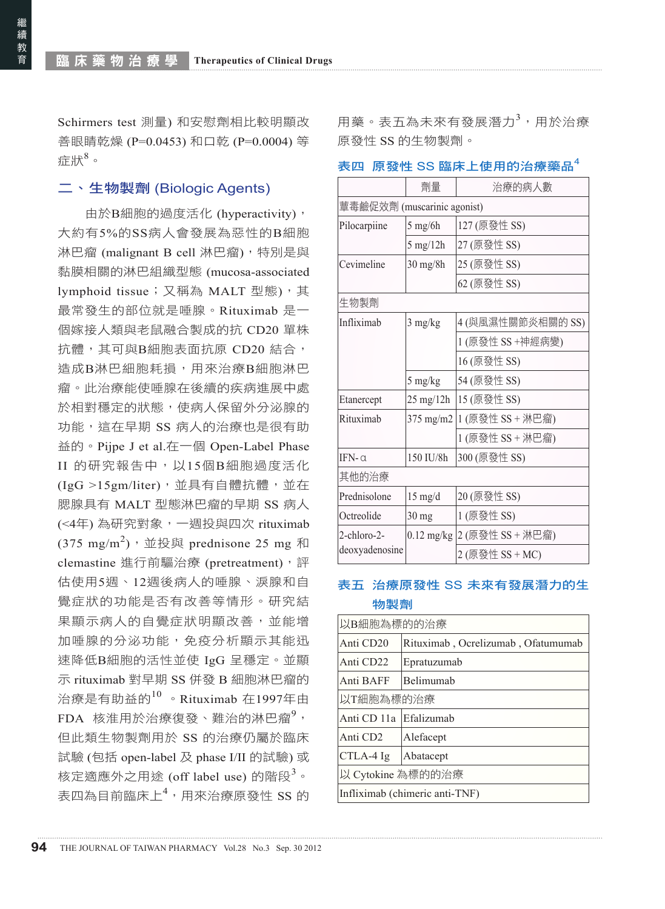Schirmers test 測量) 和安慰劑相比較明顯改善眼睛乾燥 (P=0.0453) 和口乾 (P=0.0004) 等症狀[8]。

## 二、生物製劑 (Biologic Agents)

由於B細胞的過度活化 (hyperactivity)，大約有5%的SS病人會發展為惡性的B細胞淋巴瘤 (malignant B cell 淋巴瘤)，特別是與黏膜相關的淋巴組織型態 (mucosa-associated lymphoid tissue；又稱為 MALT 型態)，其最常發生的部位就是唾腺。Rituximab 是一個嫁接人類與老鼠融合製成的抗 CD20 單株抗體，其可與B細胞表面抗原 CD20 結合，造成B淋巴細胞耗損，用來治療B細胞淋巴瘤。此治療能使唾腺在後續的疾病進展中處於相對穩定的狀態，使病人保留外分泌腺的功能，這在早期 SS 病人的治療也是很有助益的。Pijpe J et al.在一個 Open-Label Phase II 的研究報告中，以15個B細胞過度活化 (IgG >15gm/liter)，並具有自體抗體，並在腮腺具有 MALT 型態淋巴瘤的早期 SS 病人 (<4年) 為研究對象，一週投與四次 rituximab (375 mg/m$^2$)，並投與 prednisone 25 mg 和 clemastine 進行前驅治療 (pretreatment)，評估使用5週、12週後病人的唾腺、淚腺和自覺症狀的功能是否有改善等情形。研究結果顯示病人的自覺症狀明顯改善，並能增加唾腺的分泌功能，免疫分析顯示其能迅速降低B細胞的活性並使 IgG 呈穩定。並顯示 rituximab 對早期 SS 併發 B 細胞淋巴瘤的治療是有助益的[10]。Rituximab 在1997年由 FDA 核准用於治療復發、難治的淋巴瘤[9]，但此類生物製劑用於 SS 的治療仍屬於臨床試驗 (包括 open-label 及 phase I/II 的試驗) 或核定適應外之用途 (off label use) 的階段[3]。表四為目前臨床上[4]，用來治療原發性 SS 的用藥。表五為未來有發展潛力[3]，用於治療原發性 SS 的生物製劑。

**表四　原發性 SS 臨床上使用的治療藥品[4]**

| | 劑量 | 治療的病人數 |
|---|---|---|
| 蕈毒鹼促效劑 (muscarinic agonist) | | |
| Pilocarpiine | 5 mg/6h | 127 (原發性 SS) |
| | 5 mg/12h | 27 (原發性 SS) |
| Cevimeline | 30 mg/8h | 25 (原發性 SS) |
| | | 62 (原發性 SS) |
| 生物製劑 | | |
| Infliximab | 3 mg/kg | 4 (與風濕性關節炎相關的 SS) |
| | | 1 (原發性 SS +神經病變) |
| | | 16 (原發性 SS) |
| | 5 mg/kg | 54 (原發性 SS) |
| Etanercept | 25 mg/12h | 15 (原發性 SS) |
| Rituximab | 375 mg/m2 | 1 (原發性 SS + 淋巴瘤) |
| | | 1 (原發性 SS + 淋巴瘤) |
| IFN-α | 150 IU/8h | 300 (原發性 SS) |
| 其他的治療 | | |
| Prednisolone | 15 mg/d | 20 (原發性 SS) |
| Octreolide | 30 mg | 1 (原發性 SS) |
| 2-chloro-2-deoxyadenosine | 0.12 mg/kg | 2 (原發性 SS + 淋巴瘤) |
| | | 2 (原發性 SS + MC) |

**表五　治療原發性 SS 未來有發展潛力的生物製劑**

| 以B細胞為標的的治療 | |
|---|---|
| Anti CD20 | Rituximab , Ocrelizumab , Ofatumumab |
| Anti CD22 | Epratuzumab |
| Anti BAFF | Belimumab |
| 以T細胞為標的的治療 | |
| Anti CD 11a | Efalizumab |
| Anti CD2 | Alefacept |
| CTLA-4 Ig | Abatacept |
| 以 Cytokine 為標的的治療 | |
| Infliximab (chimeric anti-TNF) | |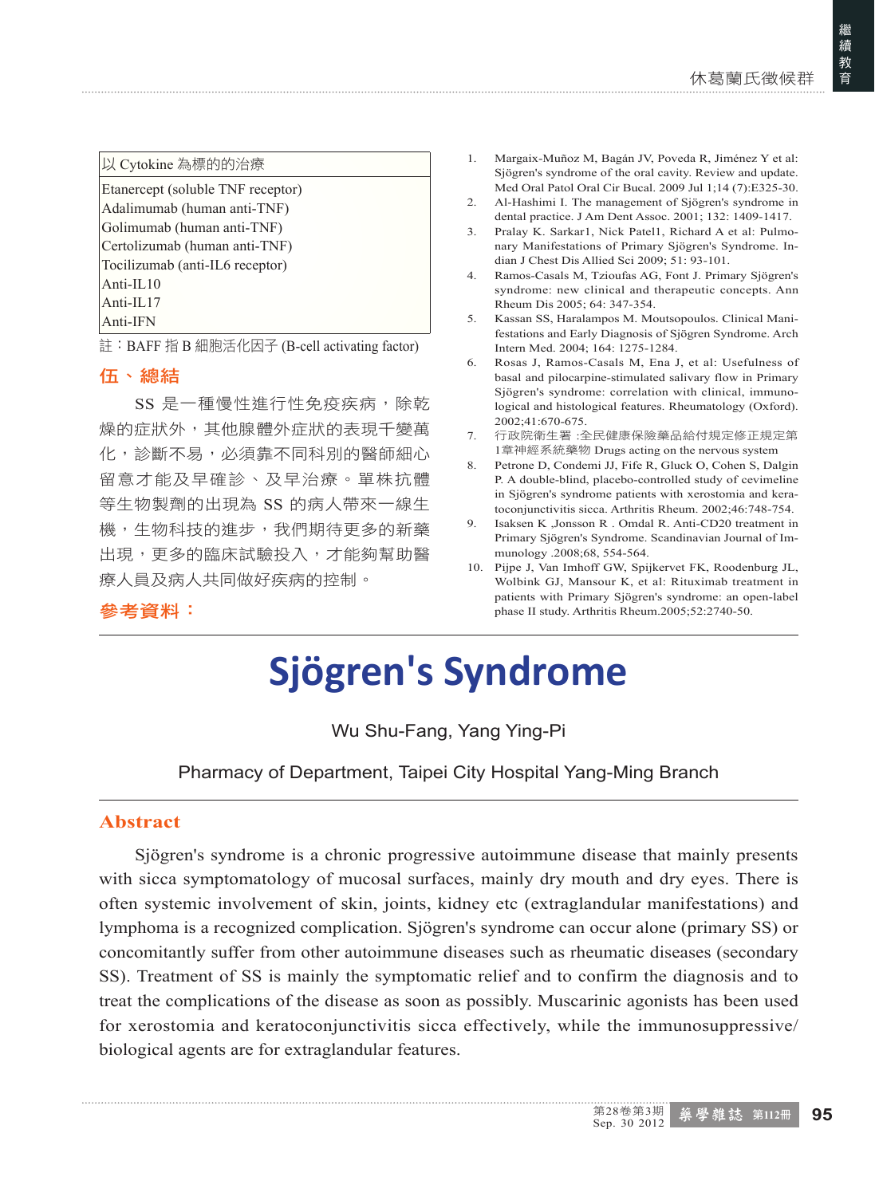| 以 Cytokine 為標的的治療 |
|---|
| Etanercept (soluble TNF receptor) |
| Adalimumab (human anti-TNF) |
| Golimumab (human anti-TNF) |
| Certolizumab (human anti-TNF) |
| Tocilizumab (anti-IL6 receptor) |
| Anti-IL10 |
| Anti-IL17 |
| Anti-IFN |

註：BAFF 指 B 細胞活化因子 (B-cell activating factor)

## 伍、總結

SS 是一種慢性進行性免疫疾病，除乾燥的症狀外，其他腺體外症狀的表現千變萬化，診斷不易，必須靠不同科別的醫師細心留意才能及早確診、及早治療。單株抗體等生物製劑的出現為 SS 的病人帶來一線生機，生物科技的進步，我們期待更多的新藥出現，更多的臨床試驗投入，才能夠幫助醫療人員及病人共同做好疾病的控制。

## 參考資料：

1. Margaix-Muñoz M, Bagán JV, Poveda R, Jiménez Y et al: Sjögren's syndrome of the oral cavity. Review and update. Med Oral Patol Oral Cir Bucal. 2009 Jul 1;14 (7):E325-30.
2. Al-Hashimi I. The management of Sjögren's syndrome in dental practice. J Am Dent Assoc. 2001; 132: 1409-1417.
3. Pralay K. Sarkar1, Nick Patel1, Richard A et al: Pulmonary Manifestations of Primary Sjögren's Syndrome. Indian J Chest Dis Allied Sci 2009; 51: 93-101.
4. Ramos-Casals M, Tzioufas AG, Font J. Primary Sjögren's syndrome: new clinical and therapeutic concepts. Ann Rheum Dis 2005; 64: 347-354.
5. Kassan SS, Haralampos M. Moutsopoulos. Clinical Manifestations and Early Diagnosis of Sjögren Syndrome. Arch Intern Med. 2004; 164: 1275-1284.
6. Rosas J, Ramos-Casals M, Ena J, et al: Usefulness of basal and pilocarpine-stimulated salivary flow in Primary Sjögren's syndrome: correlation with clinical, immunological and histological features. Rheumatology (Oxford). 2002;41:670-675.
7. 行政院衛生署 :全民健康保險藥品給付規定修正規定第1章神經系統藥物 Drugs acting on the nervous system
8. Petrone D, Condemi JJ, Fife R, Gluck O, Cohen S, Dalgin P. A double-blind, placebo-controlled study of cevimeline in Sjögren's syndrome patients with xerostomia and keratoconjunctivitis sicca. Arthritis Rheum. 2002;46:748-754.
9. Isaksen K ,Jonsson R . Omdal R. Anti-CD20 treatment in Primary Sjögren's Syndrome. Scandinavian Journal of Immunology .2008;68, 554-564.
10. Pijpe J, Van Imhoff GW, Spijkervet FK, Roodenburg JL, Wolbink GJ, Mansour K, et al: Rituximab treatment in patients with Primary Sjögren's syndrome: an open-label phase II study. Arthritis Rheum.2005;52:2740-50.

# Sjögren's Syndrome

Wu Shu-Fang, Yang Ying-Pi

Pharmacy of Department, Taipei City Hospital Yang-Ming Branch

## Abstract

Sjögren's syndrome is a chronic progressive autoimmune disease that mainly presents with sicca symptomatology of mucosal surfaces, mainly dry mouth and dry eyes. There is often systemic involvement of skin, joints, kidney etc (extraglandular manifestations) and lymphoma is a recognized complication. Sjögren's syndrome can occur alone (primary SS) or concomitantly suffer from other autoimmune diseases such as rheumatic diseases (secondary SS). Treatment of SS is mainly the symptomatic relief and to confirm the diagnosis and to treat the complications of the disease as soon as possibly. Muscarinic agonists has been used for xerostomia and keratoconjunctivitis sicca effectively, while the immunosuppressive/biological agents are for extraglandular features.